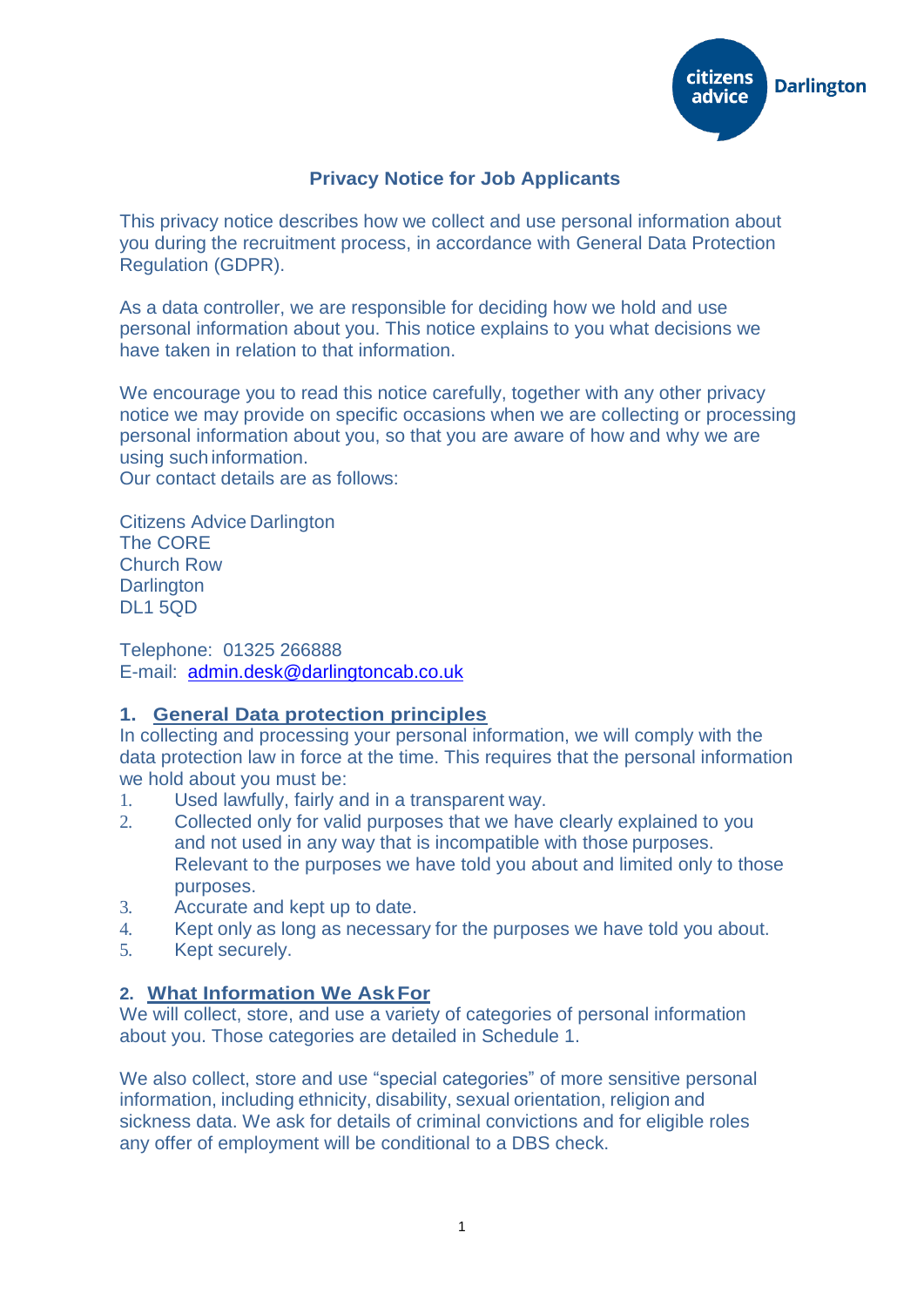# Privacy Notice for Job Applicants

This privacy notice describes how we collect and use personal information about you during the recruitment process, in accordance with General Data Protection Regulation (GDPR).

As a data controller, we are responsible for deciding how we hold and use personal information about you. This notice explains to you what decisions we have taken in relation to that information.

We encourage you to read this notice carefully, together with any other privacy notice we may provide on specific occasions when we are collecting or processing personal information about you, so that you are aware of how and why we are using such information.
Our contact details are as follows:

Citizens Advice Darlington
The CORE
Church Row
Darlington
DL1 5QD

Telephone: 01325 266888
E-mail: admin.desk@darlingtoncab.co.uk

## 1. General Data protection principles

In collecting and processing your personal information, we will comply with the data protection law in force at the time. This requires that the personal information we hold about you must be:

1. Used lawfully, fairly and in a transparent way.
2. Collected only for valid purposes that we have clearly explained to you and not used in any way that is incompatible with those purposes. Relevant to the purposes we have told you about and limited only to those purposes.
3. Accurate and kept up to date.
4. Kept only as long as necessary for the purposes we have told you about.
5. Kept securely.

## 2. What Information We Ask For

We will collect, store, and use a variety of categories of personal information about you. Those categories are detailed in Schedule 1.

We also collect, store and use "special categories" of more sensitive personal information, including ethnicity, disability, sexual orientation, religion and sickness data. We ask for details of criminal convictions and for eligible roles any offer of employment will be conditional to a DBS check.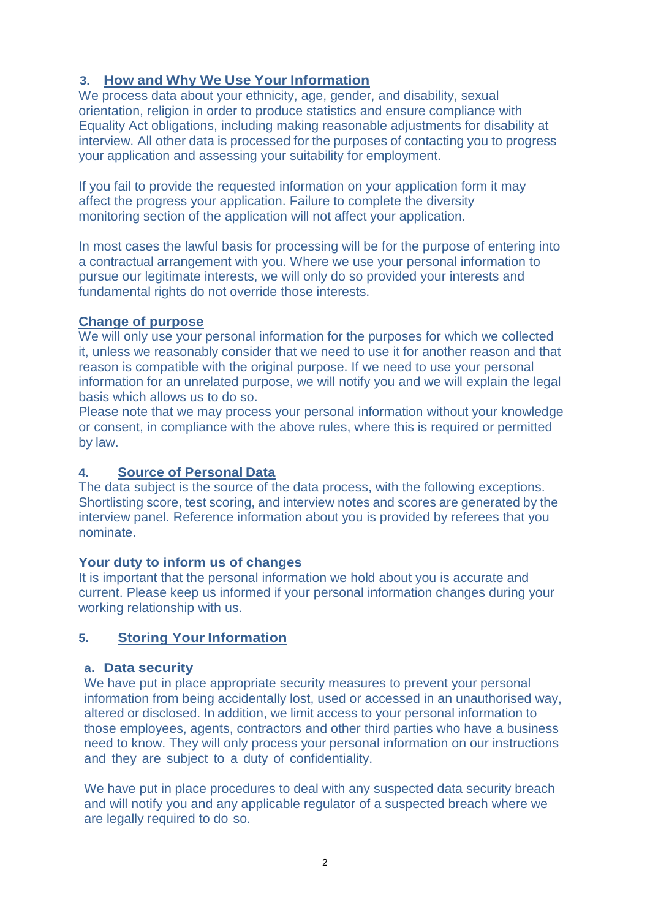## 3. How and Why We Use Your Information

We process data about your ethnicity, age, gender, and disability, sexual orientation, religion in order to produce statistics and ensure compliance with Equality Act obligations, including making reasonable adjustments for disability at interview. All other data is processed for the purposes of contacting you to progress your application and assessing your suitability for employment.

If you fail to provide the requested information on your application form it may affect the progress your application. Failure to complete the diversity monitoring section of the application will not affect your application.

In most cases the lawful basis for processing will be for the purpose of entering into a contractual arrangement with you. Where we use your personal information to pursue our legitimate interests, we will only do so provided your interests and fundamental rights do not override those interests.

### Change of purpose

We will only use your personal information for the purposes for which we collected it, unless we reasonably consider that we need to use it for another reason and that reason is compatible with the original purpose. If we need to use your personal information for an unrelated purpose, we will notify you and we will explain the legal basis which allows us to do so.

Please note that we may process your personal information without your knowledge or consent, in compliance with the above rules, where this is required or permitted by law.

## 4. Source of Personal Data

The data subject is the source of the data process, with the following exceptions. Shortlisting score, test scoring, and interview notes and scores are generated by the interview panel. Reference information about you is provided by referees that you nominate.

### Your duty to inform us of changes

It is important that the personal information we hold about you is accurate and current. Please keep us informed if your personal information changes during your working relationship with us.

## 5. Storing Your Information

### a. Data security

We have put in place appropriate security measures to prevent your personal information from being accidentally lost, used or accessed in an unauthorised way, altered or disclosed. In addition, we limit access to your personal information to those employees, agents, contractors and other third parties who have a business need to know. They will only process your personal information on our instructions and they are subject to a duty of confidentiality.

We have put in place procedures to deal with any suspected data security breach and will notify you and any applicable regulator of a suspected breach where we are legally required to do so.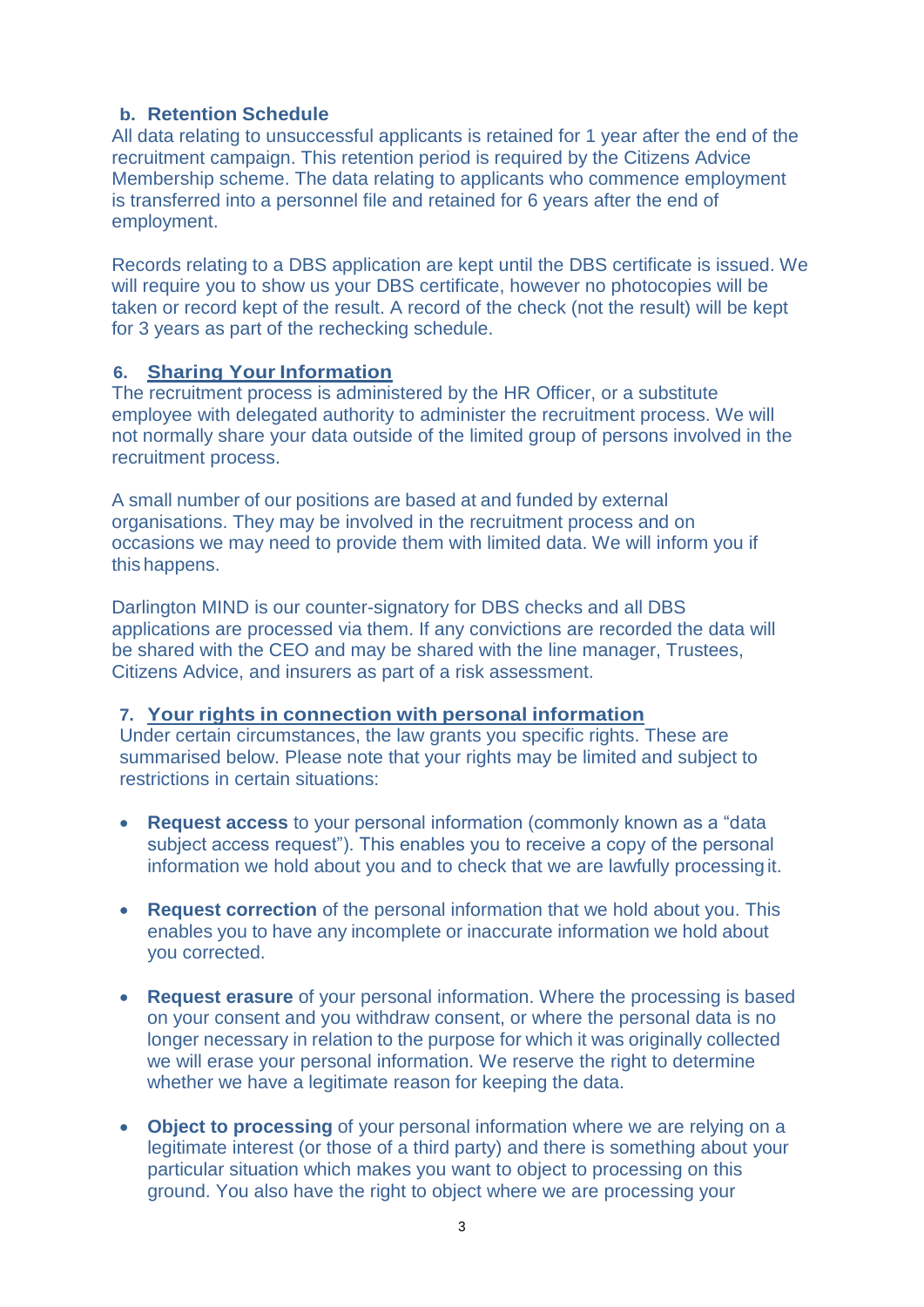### b. Retention Schedule

All data relating to unsuccessful applicants is retained for 1 year after the end of the recruitment campaign. This retention period is required by the Citizens Advice Membership scheme. The data relating to applicants who commence employment is transferred into a personnel file and retained for 6 years after the end of employment.

Records relating to a DBS application are kept until the DBS certificate is issued. We will require you to show us your DBS certificate, however no photocopies will be taken or record kept of the result. A record of the check (not the result) will be kept for 3 years as part of the rechecking schedule.

## 6. Sharing Your Information

The recruitment process is administered by the HR Officer, or a substitute employee with delegated authority to administer the recruitment process. We will not normally share your data outside of the limited group of persons involved in the recruitment process.

A small number of our positions are based at and funded by external organisations. They may be involved in the recruitment process and on occasions we may need to provide them with limited data. We will inform you if this happens.

Darlington MIND is our counter-signatory for DBS checks and all DBS applications are processed via them. If any convictions are recorded the data will be shared with the CEO and may be shared with the line manager, Trustees, Citizens Advice, and insurers as part of a risk assessment.

## 7. Your rights in connection with personal information

Under certain circumstances, the law grants you specific rights. These are summarised below. Please note that your rights may be limited and subject to restrictions in certain situations:

- **Request access** to your personal information (commonly known as a "data subject access request"). This enables you to receive a copy of the personal information we hold about you and to check that we are lawfully processing it.

- **Request correction** of the personal information that we hold about you. This enables you to have any incomplete or inaccurate information we hold about you corrected.

- **Request erasure** of your personal information. Where the processing is based on your consent and you withdraw consent, or where the personal data is no longer necessary in relation to the purpose for which it was originally collected we will erase your personal information. We reserve the right to determine whether we have a legitimate reason for keeping the data.

- **Object to processing** of your personal information where we are relying on a legitimate interest (or those of a third party) and there is something about your particular situation which makes you want to object to processing on this ground. You also have the right to object where we are processing your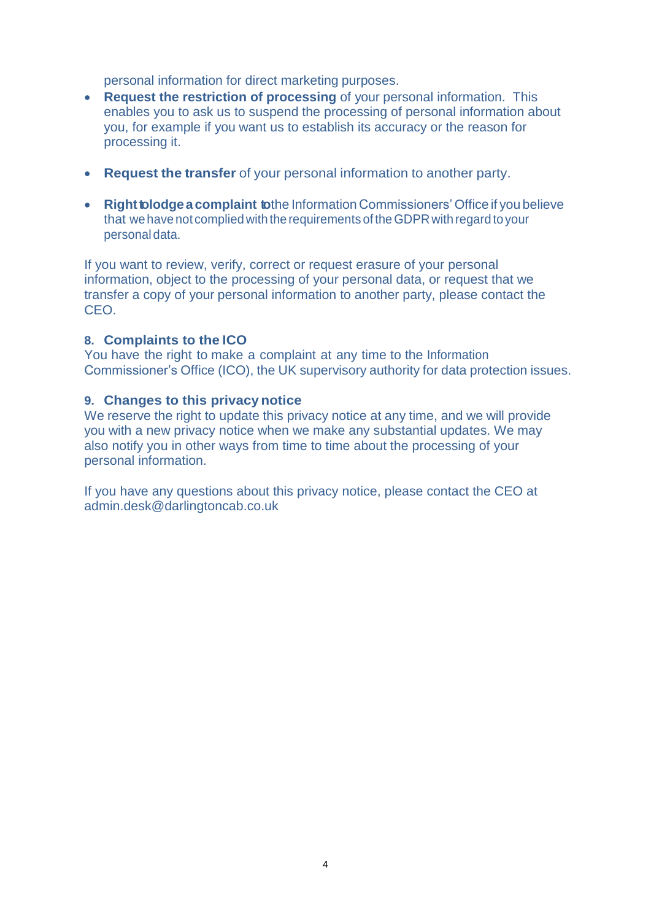personal information for direct marketing purposes.

- **Request the restriction of processing** of your personal information. This enables you to ask us to suspend the processing of personal information about you, for example if you want us to establish its accuracy or the reason for processing it.

- **Request the transfer** of your personal information to another party.

- **Right to lodge a complaint to** the Information Commissioners' Office if you believe that we have not complied with the requirements of the GDPR with regard to your personal data.

If you want to review, verify, correct or request erasure of your personal information, object to the processing of your personal data, or request that we transfer a copy of your personal information to another party, please contact the CEO.

### 8. Complaints to the ICO

You have the right to make a complaint at any time to the Information Commissioner's Office (ICO), the UK supervisory authority for data protection issues.

### 9. Changes to this privacy notice

We reserve the right to update this privacy notice at any time, and we will provide you with a new privacy notice when we make any substantial updates. We may also notify you in other ways from time to time about the processing of your personal information.

If you have any questions about this privacy notice, please contact the CEO at admin.desk@darlingtoncab.co.uk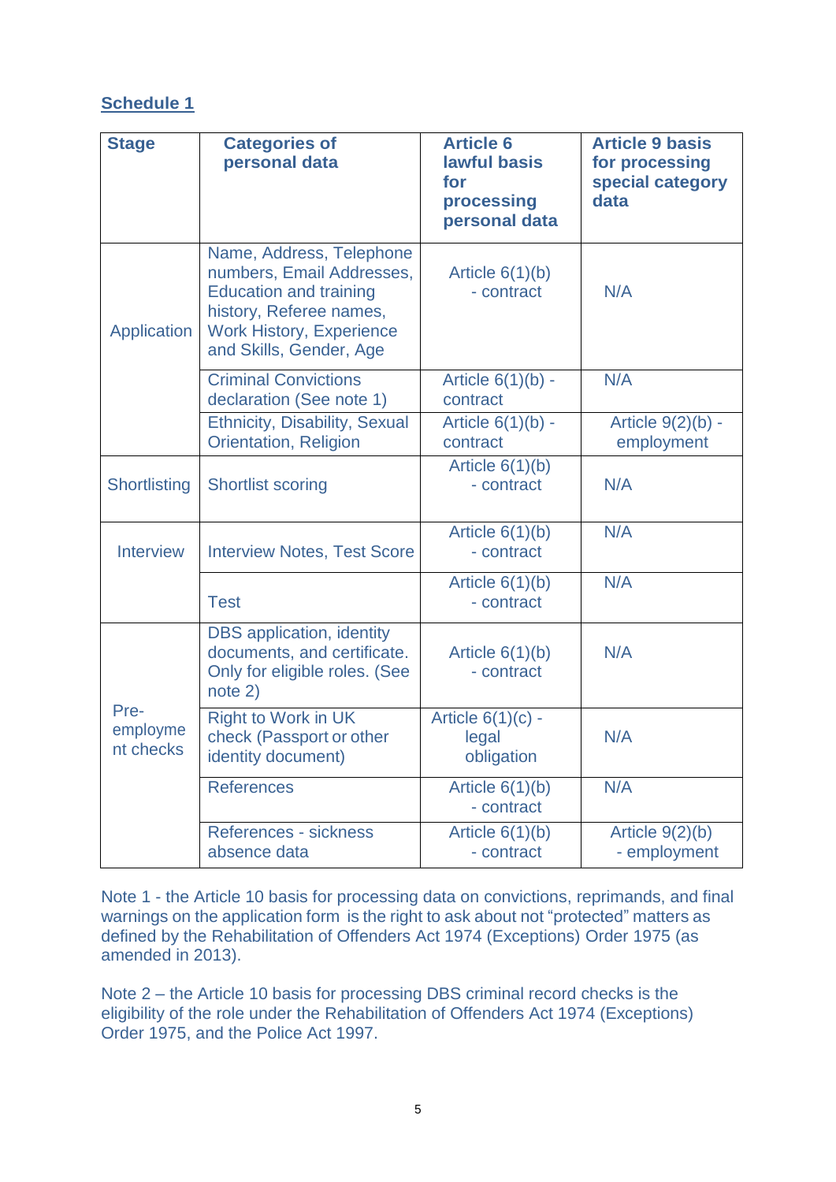**Schedule 1**

| Stage | Categories of personal data | Article 6 lawful basis for processing personal data | Article 9 basis for processing special category data |
|---|---|---|---|
| Application | Name, Address, Telephone numbers, Email Addresses, Education and training history, Referee names, Work History, Experience and Skills, Gender, Age | Article 6(1)(b) - contract | N/A |
| | Criminal Convictions declaration (See note 1) | Article 6(1)(b) - contract | N/A |
| | Ethnicity, Disability, Sexual Orientation, Religion | Article 6(1)(b) - contract | Article 9(2)(b) - employment |
| Shortlisting | Shortlist scoring | Article 6(1)(b) - contract | N/A |
| Interview | Interview Notes, Test Score | Article 6(1)(b) - contract | N/A |
| | Test | Article 6(1)(b) - contract | N/A |
| Pre-employment checks | DBS application, identity documents, and certificate. Only for eligible roles. (See note 2) | Article 6(1)(b) - contract | N/A |
| | Right to Work in UK check (Passport or other identity document) | Article 6(1)(c) - legal obligation | N/A |
| | References | Article 6(1)(b) - contract | N/A |
| | References - sickness absence data | Article 6(1)(b) - contract | Article 9(2)(b) - employment |

Note 1 - the Article 10 basis for processing data on convictions, reprimands, and final warnings on the application form is the right to ask about not "protected" matters as defined by the Rehabilitation of Offenders Act 1974 (Exceptions) Order 1975 (as amended in 2013).

Note 2 – the Article 10 basis for processing DBS criminal record checks is the eligibility of the role under the Rehabilitation of Offenders Act 1974 (Exceptions) Order 1975, and the Police Act 1997.